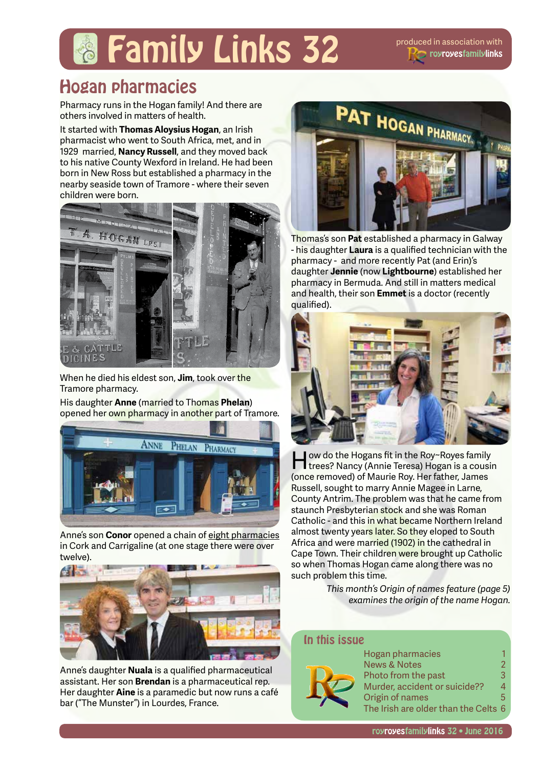# Family Links 32

produced in association with roy royes family links

## Hogan pharmacies

Pharmacy runs in the Hogan family! And there are others involved in matters of health.

It started with **Thomas Aloysius Hogan**, an Irish pharmacist who went to South Africa, met, and in 1929 married, **Nancy Russell**, and they moved back to his native County Wexford in Ireland. He had been born in New Ross but established a pharmacy in the nearby seaside town of Tramore - where their seven children were born.

When he died his eldest son, **Jim**, took over the Tramore pharmacy.

His daughter **Anne** (married to Thomas **Phelan**) opened her own pharmacy in another part of Tramore.

Anne's son **Conor** opened a chain of eight pharmacies in Cork and Carrigaline (at one stage there were over twelve).

Anne's daughter **Nuala** is a qualified pharmaceutical assistant. Her son **Brendan** is a pharmaceutical rep. Her daughter **Aine** is a paramedic but now runs a café bar ("The Munster") in Lourdes, France.

Thomas's son **Pat** established a pharmacy in Galway - his daughter **Laura** is a qualified technician with the pharmacy - and more recently Pat (and Erin)'s daughter **Jennie** (now **Lightbourne**) established her pharmacy in Bermuda. And still in matters medical and health, their son **Emmet** is a doctor (recently qualified).

How do the Hogans fit in the Roy~Royes family trees? Nancy (Annie Teresa) Hogan is a cousin (once removed) of Maurie Roy. Her father, James Russell, sought to marry Annie Magee in Larne, County Antrim. The problem was that he came from staunch Presbyterian stock and she was Roman Catholic - and this in what became Northern Ireland almost twenty years later. So they eloped to South Africa and were married (1902) in the cathedral in Cape Town. Their children were brought up Catholic so when Thomas Hogan came along there was no such problem this time.

*This month's Origin of names feature (page 5) examines the origin of the name Hogan.*

### In this issue

| | |
|---|---|
| Hogan pharmacies | 1 |
| News & Notes | 2 |
| Photo from the past | 3 |
| Murder, accident or suicide?? | 4 |
| Origin of names | 5 |
| The Irish are older than the Celts | 6 |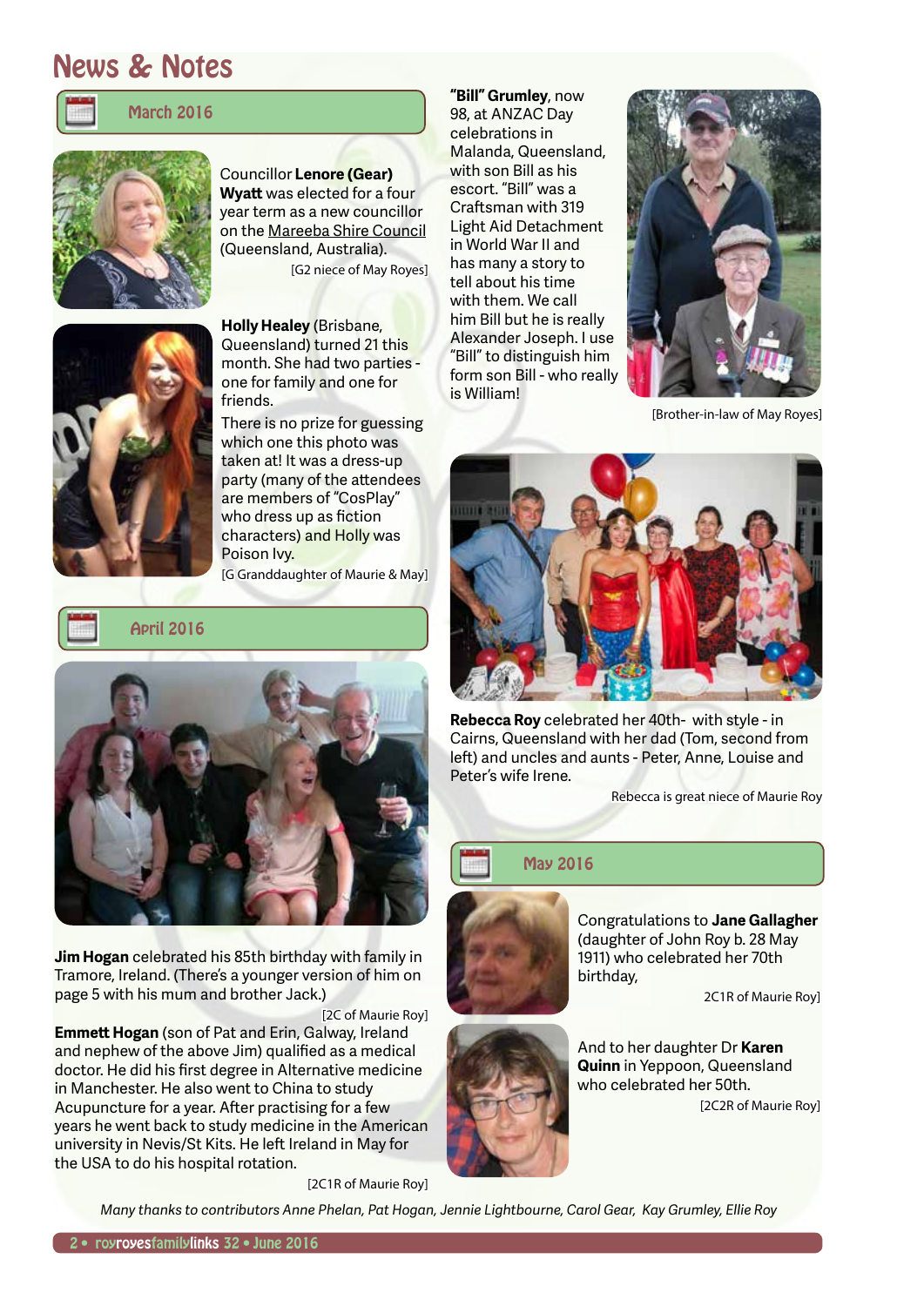# News & Notes

## March 2016

Councillor **Lenore (Gear) Wyatt** was elected for a four year term as a new councillor on the Mareeba Shire Council (Queensland, Australia).

[G2 niece of May Royes]

**Holly Healey** (Brisbane, Queensland) turned 21 this month. She had two parties - one for family and one for friends.

There is no prize for guessing which one this photo was taken at! It was a dress-up party (many of the attendees are members of "CosPlay" who dress up as fiction characters) and Holly was Poison Ivy.

[G Granddaughter of Maurie & May]

**"Bill" Grumley**, now 98, at ANZAC Day celebrations in Malanda, Queensland, with son Bill as his escort. "Bill" was a Craftsman with 319 Light Aid Detachment in World War II and has many a story to tell about his time with them. We call him Bill but he is really Alexander Joseph. I use "Bill" to distinguish him form son Bill - who really is William!

[Brother-in-law of May Royes]

## April 2016

**Jim Hogan** celebrated his 85th birthday with family in Tramore, Ireland. (There's a younger version of him on page 5 with his mum and brother Jack.)

[2C of Maurie Roy]

**Emmett Hogan** (son of Pat and Erin, Galway, Ireland and nephew of the above Jim) qualified as a medical doctor. He did his first degree in Alternative medicine in Manchester. He also went to China to study Acupuncture for a year. After practising for a few years he went back to study medicine in the American university in Nevis/St Kits. He left Ireland in May for the USA to do his hospital rotation.

[2C1R of Maurie Roy]

**Rebecca Roy** celebrated her 40th- with style - in Cairns, Queensland with her dad (Tom, second from left) and uncles and aunts - Peter, Anne, Louise and Peter's wife Irene.

Rebecca is great niece of Maurie Roy

## May 2016

Congratulations to **Jane Gallagher** (daughter of John Roy b. 28 May 1911) who celebrated her 70th birthday,

2C1R of Maurie Roy]

And to her daughter Dr **Karen Quinn** in Yeppoon, Queensland who celebrated her 50th.

[2C2R of Maurie Roy]

*Many thanks to contributors Anne Phelan, Pat Hogan, Jennie Lightbourne, Carol Gear, Kay Grumley, Ellie Roy*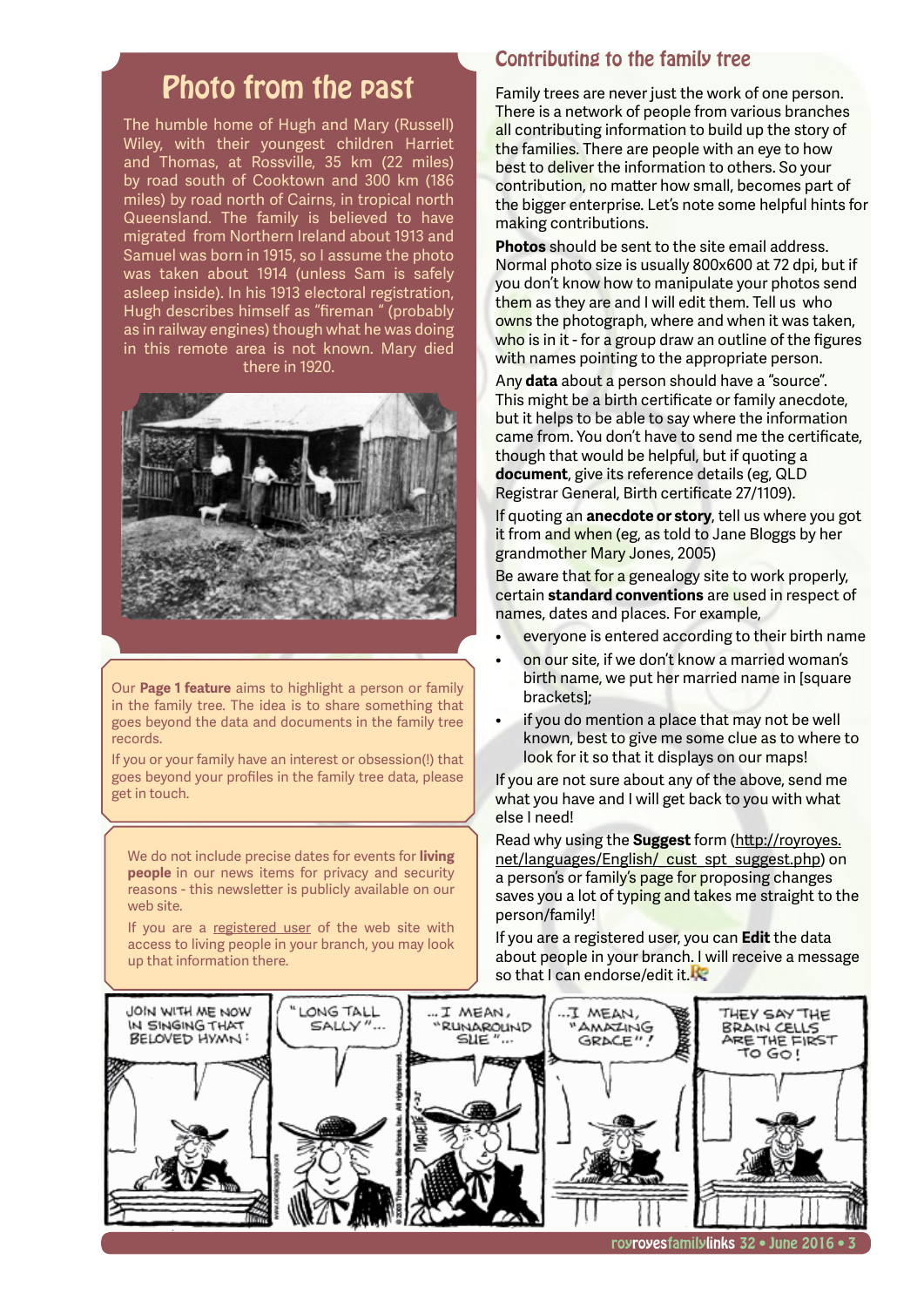# Photo from the past

The humble home of Hugh and Mary (Russell) Wiley, with their youngest children Harriet and Thomas, at Rossville, 35 km (22 miles) by road south of Cooktown and 300 km (186 miles) by road north of Cairns, in tropical north Queensland. The family is believed to have migrated from Northern Ireland about 1913 and Samuel was born in 1915, so I assume the photo was taken about 1914 (unless Sam is safely asleep inside). In his 1913 electoral registration, Hugh describes himself as "fireman " (probably as in railway engines) though what he was doing in this remote area is not known. Mary died there in 1920.

Our **Page 1 feature** aims to highlight a person or family in the family tree. The idea is to share something that goes beyond the data and documents in the family tree records.

If you or your family have an interest or obsession(!) that goes beyond your profiles in the family tree data, please get in touch.

We do not include precise dates for events for **living people** in our news items for privacy and security reasons - this newsletter is publicly available on our web site.

If you are a registered user of the web site with access to living people in your branch, you may look up that information there.

## Contributing to the family tree

Family trees are never just the work of one person. There is a network of people from various branches all contributing information to build up the story of the families. There are people with an eye to how best to deliver the information to others. So your contribution, no matter how small, becomes part of the bigger enterprise. Let's note some helpful hints for making contributions.

**Photos** should be sent to the site email address. Normal photo size is usually 800x600 at 72 dpi, but if you don't know how to manipulate your photos send them as they are and I will edit them. Tell us who owns the photograph, where and when it was taken, who is in it - for a group draw an outline of the figures with names pointing to the appropriate person.

Any **data** about a person should have a "source". This might be a birth certificate or family anecdote, but it helps to be able to say where the information came from. You don't have to send me the certificate, though that would be helpful, but if quoting a **document**, give its reference details (eg, QLD Registrar General, Birth certificate 27/1109).

If quoting an **anecdote or story**, tell us where you got it from and when (eg, as told to Jane Bloggs by her grandmother Mary Jones, 2005)

Be aware that for a genealogy site to work properly, certain **standard conventions** are used in respect of names, dates and places. For example,

- everyone is entered according to their birth name
- on our site, if we don't know a married woman's birth name, we put her married name in [square brackets];
- if you do mention a place that may not be well known, best to give me some clue as to where to look for it so that it displays on our maps!

If you are not sure about any of the above, send me what you have and I will get back to you with what else I need!

Read why using the **Suggest** form (http://royroyes.net/languages/English/_cust_spt_suggest.php) on a person's or family's page for proposing changes saves you a lot of typing and takes me straight to the person/family!

If you are a registered user, you can **Edit** the data about people in your branch. I will receive a message so that I can endorse/edit it.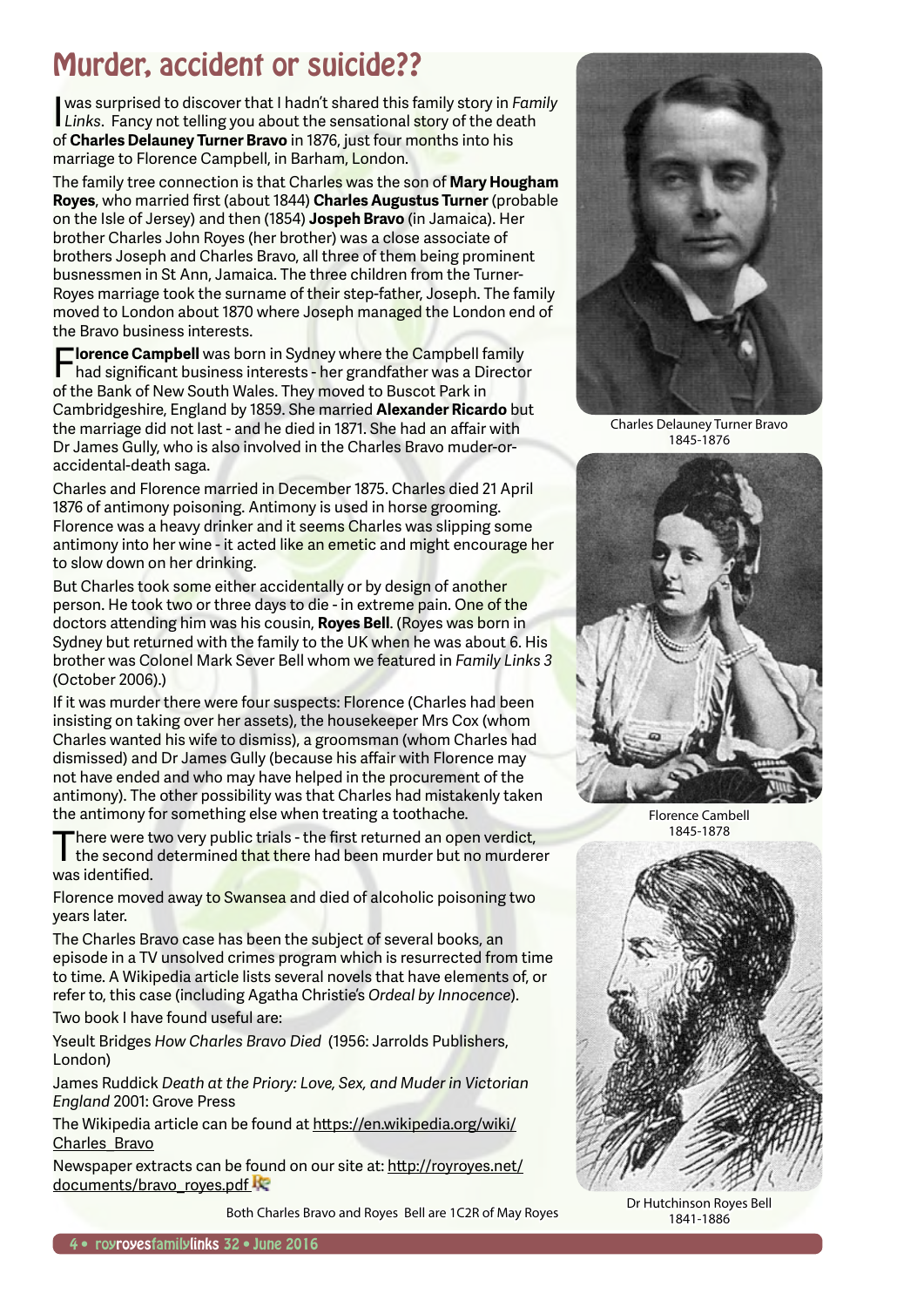# Murder, accident or suicide??

I was surprised to discover that I hadn't shared this family story in *Family Links*. Fancy not telling you about the sensational story of the death of **Charles Delauney Turner Bravo** in 1876, just four months into his marriage to Florence Campbell, in Barham, London.

The family tree connection is that Charles was the son of **Mary Hougham Royes**, who married first (about 1844) **Charles Augustus Turner** (probable on the Isle of Jersey) and then (1854) **Jospeh Bravo** (in Jamaica). Her brother Charles John Royes (her brother) was a close associate of brothers Joseph and Charles Bravo, all three of them being prominent busnessmen in St Ann, Jamaica. The three children from the Turner-Royes marriage took the surname of their step-father, Joseph. The family moved to London about 1870 where Joseph managed the London end of the Bravo business interests.

**Florence Campbell** was born in Sydney where the Campbell family had significant business interests - her grandfather was a Director of the Bank of New South Wales. They moved to Buscot Park in Cambridgeshire, England by 1859. She married **Alexander Ricardo** but the marriage did not last - and he died in 1871. She had an affair with Dr James Gully, who is also involved in the Charles Bravo muder-or-accidental-death saga.

Charles and Florence married in December 1875. Charles died 21 April 1876 of antimony poisoning. Antimony is used in horse grooming. Florence was a heavy drinker and it seems Charles was slipping some antimony into her wine - it acted like an emetic and might encourage her to slow down on her drinking.

But Charles took some either accidentally or by design of another person. He took two or three days to die - in extreme pain. One of the doctors attending him was his cousin, **Royes Bell**. (Royes was born in Sydney but returned with the family to the UK when he was about 6. His brother was Colonel Mark Sever Bell whom we featured in *Family Links 3* (October 2006).)

If it was murder there were four suspects: Florence (Charles had been insisting on taking over her assets), the housekeeper Mrs Cox (whom Charles wanted his wife to dismiss), a groomsman (whom Charles had dismissed) and Dr James Gully (because his affair with Florence may not have ended and who may have helped in the procurement of the antimony). The other possibility was that Charles had mistakenly taken the antimony for something else when treating a toothache.

There were two very public trials - the first returned an open verdict, the second determined that there had been murder but no murderer was identified.

Florence moved away to Swansea and died of alcoholic poisoning two years later.

The Charles Bravo case has been the subject of several books, an episode in a TV unsolved crimes program which is resurrected from time to time. A Wikipedia article lists several novels that have elements of, or refer to, this case (including Agatha Christie's *Ordeal by Innocence*).

Two book I have found useful are:

Yseult Bridges *How Charles Bravo Died* (1956: Jarrolds Publishers, London)

James Ruddick *Death at the Priory: Love, Sex, and Muder in Victorian England* 2001: Grove Press

The Wikipedia article can be found at https://en.wikipedia.org/wiki/Charles_Bravo

Newspaper extracts can be found on our site at: http://royroyes.net/documents/bravo_royes.pdf

Both Charles Bravo and Royes Bell are 1C2R of May Royes

Charles Delauney Turner Bravo
1845-1876

Florence Cambell
1845-1878

Dr Hutchinson Royes Bell
1841-1886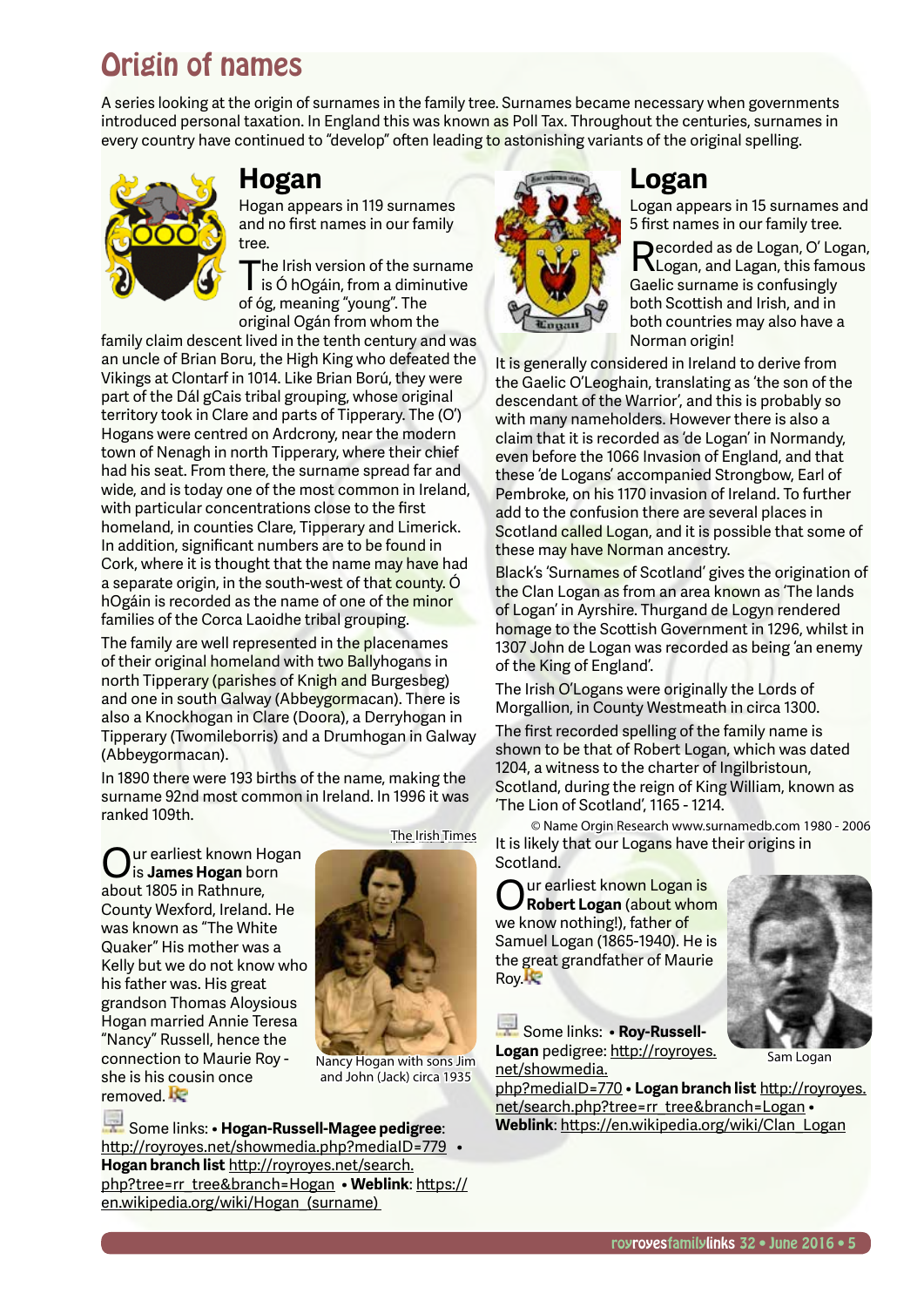# Origin of names

A series looking at the origin of surnames in the family tree. Surnames became necessary when governments introduced personal taxation. In England this was known as Poll Tax. Throughout the centuries, surnames in every country have continued to "develop" often leading to astonishing variants of the original spelling.

## Hogan

Hogan appears in 119 surnames and no first names in our family tree.

The Irish version of the surname is Ó hOgáin, from a diminutive of óg, meaning "young". The original Ogán from whom the family claim descent lived in the tenth century and was an uncle of Brian Boru, the High King who defeated the Vikings at Clontarf in 1014. Like Brian Ború, they were part of the Dál gCais tribal grouping, whose original territory took in Clare and parts of Tipperary. The (O') Hogans were centred on Ardcrony, near the modern town of Nenagh in north Tipperary, where their chief had his seat. From there, the surname spread far and wide, and is today one of the most common in Ireland, with particular concentrations close to the first homeland, in counties Clare, Tipperary and Limerick. In addition, significant numbers are to be found in Cork, where it is thought that the name may have had a separate origin, in the south-west of that county. Ó hOgáin is recorded as the name of one of the minor families of the Corca Laoidhe tribal grouping.

The family are well represented in the placenames of their original homeland with two Ballyhogans in north Tipperary (parishes of Knigh and Burgesbeg) and one in south Galway (Abbeygormacan). There is also a Knockhogan in Clare (Doora), a Derryhogan in Tipperary (Twomileborris) and a Drumhogan in Galway (Abbeygormacan).

In 1890 there were 193 births of the name, making the surname 92nd most common in Ireland. In 1996 it was ranked 109th.

The Irish Times

Our earliest known Hogan is **James Hogan** born about 1805 in Rathnure, County Wexford, Ireland. He was known as "The White Quaker" His mother was a Kelly but we do not know who his father was. His great grandson Thomas Aloysious Hogan married Annie Teresa "Nancy" Russell, hence the connection to Maurie Roy - she is his cousin once removed.

Nancy Hogan with sons Jim and John (Jack) circa 1935

Some links: • **Hogan-Russell-Magee pedigree**: http://royroyes.net/showmedia.php?mediaID=779 • **Hogan branch list** http://royroyes.net/search.php?tree=rr_tree&branch=Hogan • **Weblink**: https://en.wikipedia.org/wiki/Hogan_(surname)

## Logan

Logan appears in 15 surnames and 5 first names in our family tree.

Recorded as de Logan, O' Logan, Logan, and Lagan, this famous Gaelic surname is confusingly both Scottish and Irish, and in both countries may also have a Norman origin!

It is generally considered in Ireland to derive from the Gaelic O'Leoghain, translating as 'the son of the descendant of the Warrior', and this is probably so with many nameholders. However there is also a claim that it is recorded as 'de Logan' in Normandy, even before the 1066 Invasion of England, and that these 'de Logans' accompanied Strongbow, Earl of Pembroke, on his 1170 invasion of Ireland. To further add to the confusion there are several places in Scotland called Logan, and it is possible that some of these may have Norman ancestry.

Black's 'Surnames of Scotland' gives the origination of the Clan Logan as from an area known as 'The lands of Logan' in Ayrshire. Thurgand de Logyn rendered homage to the Scottish Government in 1296, whilst in 1307 John de Logan was recorded as being 'an enemy of the King of England'.

The Irish O'Logans were originally the Lords of Morgallion, in County Westmeath in circa 1300.

The first recorded spelling of the family name is shown to be that of Robert Logan, which was dated 1204, a witness to the charter of Ingilbristoun, Scotland, during the reign of King William, known as 'The Lion of Scotland', 1165 - 1214.

© Name Orgin Research www.surnamedb.com 1980 - 2006

It is likely that our Logans have their origins in Scotland.

Our earliest known Logan is **Robert Logan** (about whom we know nothing!), father of Samuel Logan (1865-1940). He is the great grandfather of Maurie Roy.

Sam Logan

Some links: • **Roy-Russell-Logan** pedigree: http://royroyes.net/showmedia.php?mediaID=770 • **Logan branch list** http://royroyes.net/search.php?tree=rr_tree&branch=Logan • **Weblink**: https://en.wikipedia.org/wiki/Clan_Logan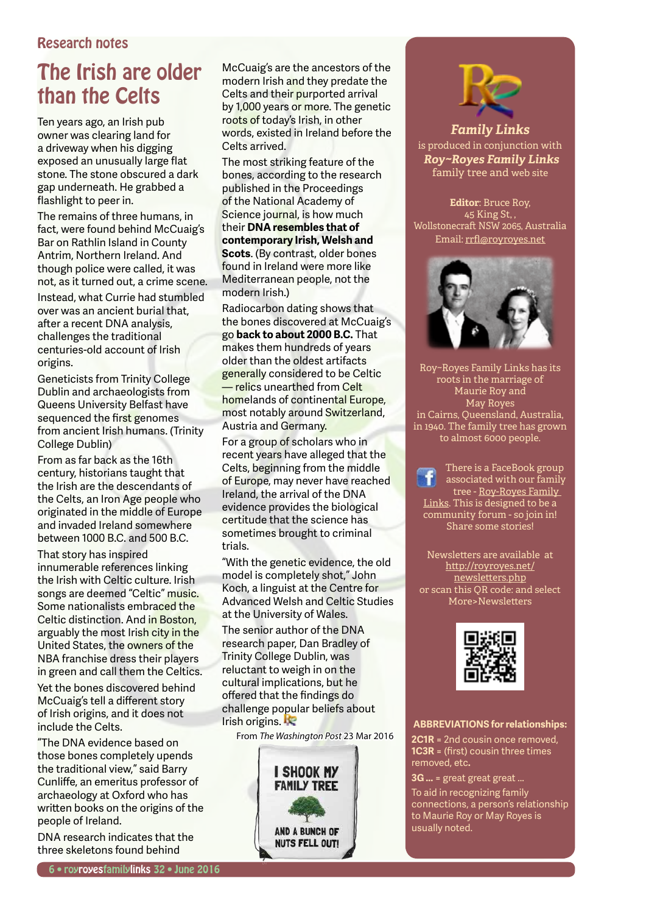Research notes

# The Irish are older than the Celts

Ten years ago, an Irish pub owner was clearing land for a driveway when his digging exposed an unusually large flat stone. The stone obscured a dark gap underneath. He grabbed a flashlight to peer in.

The remains of three humans, in fact, were found behind McCuaig's Bar on Rathlin Island in County Antrim, Northern Ireland. And though police were called, it was not, as it turned out, a crime scene.

Instead, what Currie had stumbled over was an ancient burial that, after a recent DNA analysis, challenges the traditional centuries-old account of Irish origins.

Geneticists from Trinity College Dublin and archaeologists from Queens University Belfast have sequenced the first genomes from ancient Irish humans. (Trinity College Dublin)

From as far back as the 16th century, historians taught that the Irish are the descendants of the Celts, an Iron Age people who originated in the middle of Europe and invaded Ireland somewhere between 1000 B.C. and 500 B.C.

That story has inspired innumerable references linking the Irish with Celtic culture. Irish songs are deemed "Celtic" music. Some nationalists embraced the Celtic distinction. And in Boston, arguably the most Irish city in the United States, the owners of the NBA franchise dress their players in green and call them the Celtics.

Yet the bones discovered behind McCuaig's tell a different story of Irish origins, and it does not include the Celts.

"The DNA evidence based on those bones completely upends the traditional view," said Barry Cunliffe, an emeritus professor of archaeology at Oxford who has written books on the origins of the people of Ireland.

DNA research indicates that the three skeletons found behind McCuaig's are the ancestors of the modern Irish and they predate the Celts and their purported arrival by 1,000 years or more. The genetic roots of today's Irish, in other words, existed in Ireland before the Celts arrived.

The most striking feature of the bones, according to the research published in the Proceedings of the National Academy of Science journal, is how much their **DNA resembles that of contemporary Irish, Welsh and Scots**. (By contrast, older bones found in Ireland were more like Mediterranean people, not the modern Irish.)

Radiocarbon dating shows that the bones discovered at McCuaig's go **back to about 2000 B.C.** That makes them hundreds of years older than the oldest artifacts generally considered to be Celtic — relics unearthed from Celt homelands of continental Europe, most notably around Switzerland, Austria and Germany.

For a group of scholars who in recent years have alleged that the Celts, beginning from the middle of Europe, may never have reached Ireland, the arrival of the DNA evidence provides the biological certitude that the science has sometimes brought to criminal trials.

"With the genetic evidence, the old model is completely shot," John Koch, a linguist at the Centre for Advanced Welsh and Celtic Studies at the University of Wales.

The senior author of the DNA research paper, Dan Bradley of Trinity College Dublin, was reluctant to weigh in on the cultural implications, but he offered that the findings do challenge popular beliefs about Irish origins.

From *The Washington Post* 23 Mar 2016

I SHOOK MY FAMILY TREE

AND A BUNCH OF NUTS FELL OUT!

***Family Links***
is produced in conjunction with
***Roy~Royes Family Links***
family tree and web site

**Editor**: Bruce Roy,
45 King St, ,
Wollstonecraft NSW 2065, Australia
Email: rrfl@royroyes.net

Roy~Royes Family Links has its roots in the marriage of Maurie Roy and May Royes in Cairns, Queensland, Australia, in 1940. The family tree has grown to almost 6000 people.

There is a FaceBook group associated with our family tree - Roy-Royes Family Links. This is designed to be a community forum - so join in! Share some stories!

Newsletters are available at http://royroyes.net/newsletters.php
or scan this QR code: and select More>Newsletters

**ABBREVIATIONS for relationships:**

**2C1R** = 2nd cousin once removed,
**1C3R** = (first) cousin three times removed, etc**.**

**3G ...** = great great great ...

To aid in recognizing family connections, a person's relationship to Maurie Roy or May Royes is usually noted.